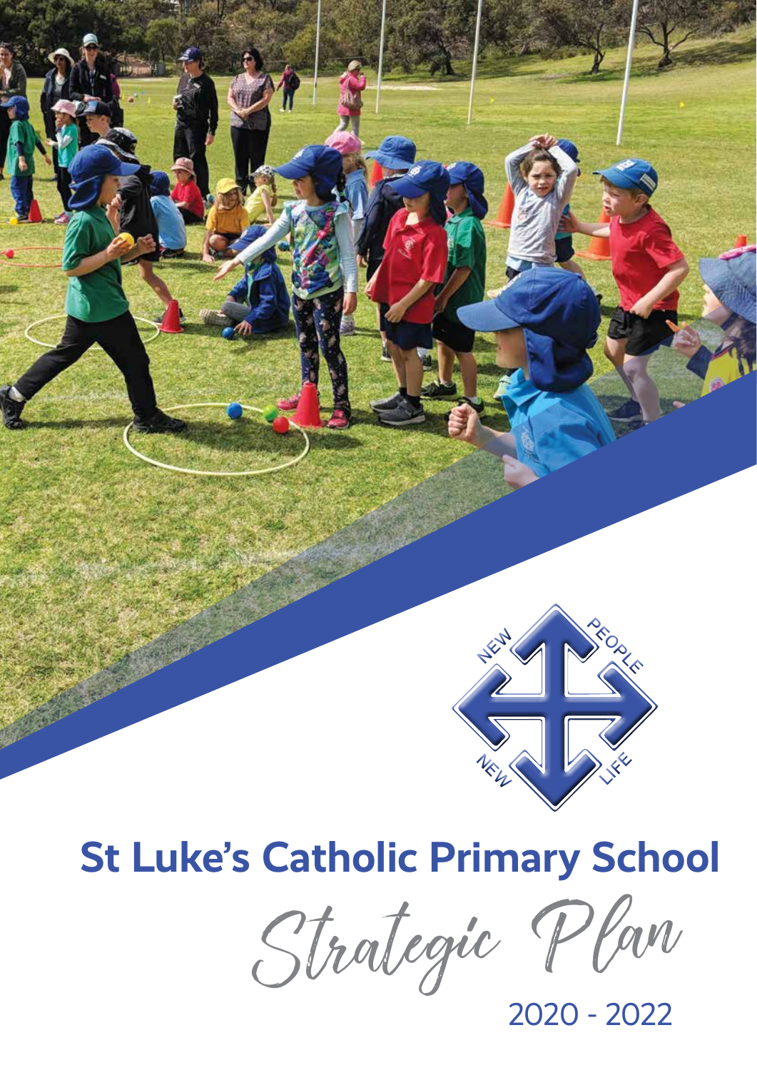NEW PEOPLE NEW LIFE

# St Luke's Catholic Primary School

## Strategic Plan

2020 - 2022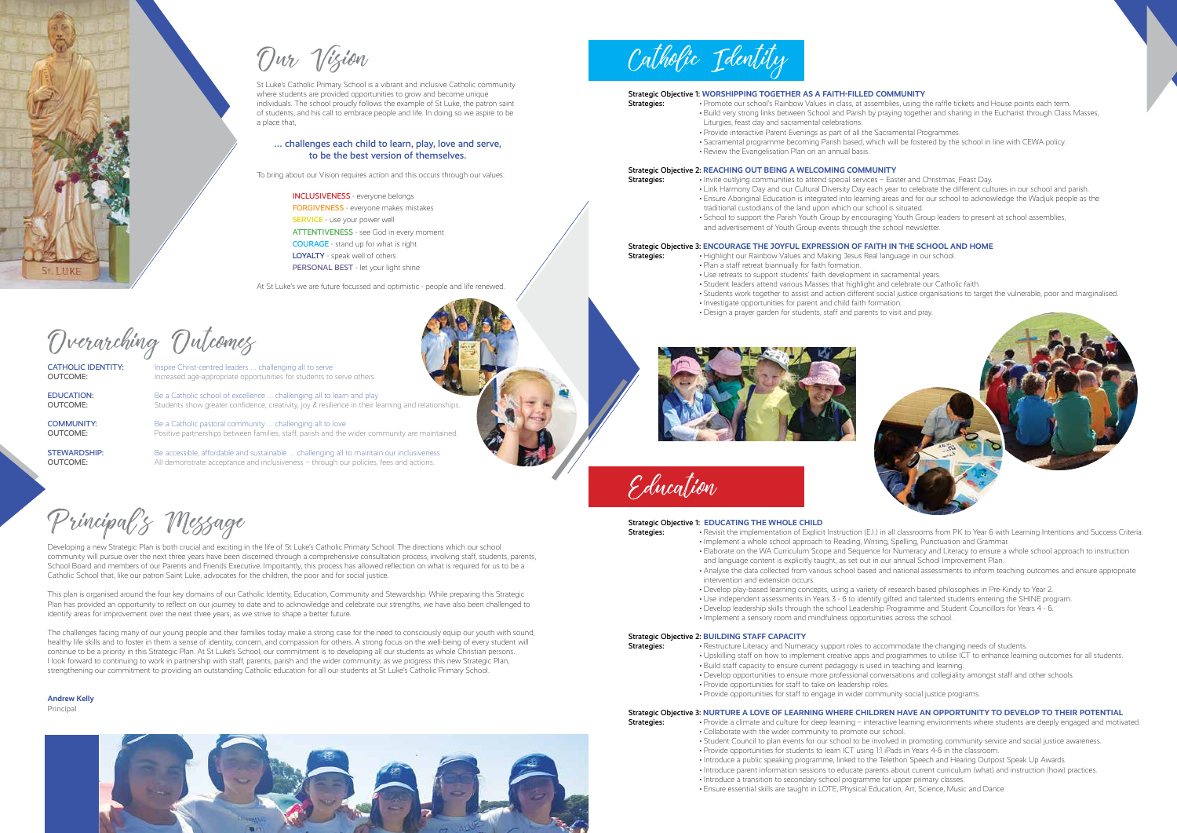# Our Vision

St Luke's Catholic Primary School is a vibrant and inclusive Catholic community where students are provided opportunities to grow and become unique individuals. The school proudly follows the example of St Luke, the patron saint of students, and his call to embrace people and life. In doing so we aspire to be a place that,

**... challenges each child to learn, play, love and serve, to be the best version of themselves.**

To bring about our Vision requires action and this occurs through our values:

- **INCLUSIVENESS** - everyone belongs
- **FORGIVENESS** - everyone makes mistakes
- **SERVICE** - use your power well
- **ATTENTIVENESS** - see God in every moment
- **COURAGE** - stand up for what is right
- **LOYALTY** - speak well of others
- **PERSONAL BEST** - let your light shine

At St Luke's we are future focussed and optimistic - people and life renewed.

# Overarching Outcomes

**CATHOLIC IDENTITY:** Inspire Christ-centred leaders ... challenging all to serve
**OUTCOME:** Increased age-appropriate opportunities for students to serve others.

**EDUCATION:** Be a Catholic school of excellence ... challenging all to learn and play
**OUTCOME:** Students show greater confidence, creativity, joy & resilience in their learning and relationships.

**COMMUNITY:** Be a Catholic pastoral community ... challenging all to love
**OUTCOME:** Positive partnerships between families, staff, parish and the wider community are maintained.

**STEWARDSHIP:** Be accessible, affordable and sustainable ... challenging all to maintain our inclusiveness
**OUTCOME:** All demonstrate acceptance and inclusiveness – through our policies, fees and actions.

# Principal's Message

Developing a new Strategic Plan is both crucial and exciting in the life of St Luke's Catholic Primary School. The directions which our school community will pursue over the next three years have been discerned through a comprehensive consultation process, involving staff, students, parents, School Board and members of our Parents and Friends Executive. Importantly, this process has allowed reflection on what is required for us to be a Catholic School that, like our patron Saint Luke, advocates for the children, the poor and for social justice.

This plan is organised around the four key domains of our Catholic Identity, Education, Community and Stewardship. While preparing this Strategic Plan has provided an opportunity to reflect on our journey to date and to acknowledge and celebrate our strengths, we have also been challenged to identify areas for improvement over the next three years, as we strive to shape a better future.

The challenges facing many of our young people and their families today make a strong case for the need to consciously equip our youth with sound, healthy life skills and to foster in them a sense of identity, concern, and compassion for others. A strong focus on the well-being of every student will continue to be a priority in this Strategic Plan. At St Luke's School, our commitment is to developing all our students as whole Christian persons. I look forward to continuing to work in partnership with staff, parents, parish and the wider community, as we progress this new Strategic Plan, strengthening our commitment to providing an outstanding Catholic education for all our students at St Luke's Catholic Primary School.

**Andrew Kelly**
Principal

# Catholic Identity

**Strategic Objective 1: WORSHIPPING TOGETHER AS A FAITH-FILLED COMMUNITY**

**Strategies:**
- Promote our school's Rainbow Values in class, at assemblies, using the raffle tickets and House points each term.
- Build very strong links between School and Parish by praying together and sharing in the Eucharist through Class Masses, Liturgies, feast day and sacramental celebrations.
- Provide interactive Parent Evenings as part of all the Sacramental Programmes.
- Sacramental programme becoming Parish based, which will be fostered by the school in line with CEWA policy.
- Review the Evangelisation Plan on an annual basis.

**Strategic Objective 2: REACHING OUT BEING A WELCOMING COMMUNITY**

**Strategies:**
- Invite outlying communities to attend special services – Easter and Christmas, Feast Day.
- Link Harmony Day and our Cultural Diversity Day each year to celebrate the different cultures in our school and parish.
- Ensure Aboriginal Education is integrated into learning areas and for our school to acknowledge the Wadjuk people as the traditional custodians of the land upon which our school is situated.
- School to support the Parish Youth Group by encouraging Youth Group leaders to present at school assemblies, and advertisement of Youth Group events through the school newsletter.

**Strategic Objective 3: ENCOURAGE THE JOYFUL EXPRESSION OF FAITH IN THE SCHOOL AND HOME**

**Strategies:**
- Highlight our Rainbow Values and Making Jesus Real language in our school.
- Plan a staff retreat biannually for faith formation.
- Use retreats to support students' faith development in sacramental years.
- Student leaders attend various Masses that highlight and celebrate our Catholic faith.
- Students work together to assist and action different social justice organisations to target the vulnerable, poor and marginalised.
- Investigate opportunities for parent and child faith formation.
- Design a prayer garden for students, staff and parents to visit and pray.

# Education

**Strategic Objective 1: EDUCATING THE WHOLE CHILD**

**Strategies:**
- Revisit the implementation of Explicit Instruction (E.I.) in all classrooms from PK to Year 6 with Learning Intentions and Success Criteria.
- Implement a whole school approach to Reading, Writing, Spelling, Punctuation and Grammar.
- Elaborate on the WA Curriculum Scope and Sequence for Numeracy and Literacy to ensure a whole school approach to instruction and language content is explicitly taught, as set out in our annual School Improvement Plan.
- Analyse the data collected from various school based and national assessments to inform teaching outcomes and ensure appropriate intervention and extension occurs.
- Develop play-based learning concepts, using a variety of research based philosophies in Pre-Kindy to Year 2.
- Use independent assessments in Years 3 - 6 to identify gifted and talented students entering the SHINE program.
- Develop leadership skills through the school Leadership Programme and Student Councillors for Years 4 - 6.
- Implement a sensory room and mindfulness opportunities across the school.

**Strategic Objective 2: BUILDING STAFF CAPACITY**

**Strategies:**
- Restructure Literacy and Numeracy support roles to accommodate the changing needs of students.
- Upskilling staff on how to implement creative apps and programmes to utilise ICT to enhance learning outcomes for all students.
- Build staff capacity to ensure current pedagogy is used in teaching and learning.
- Develop opportunities to ensure more professional conversations and collegiality amongst staff and other schools.
- Provide opportunities for staff to take on leadership roles.
- Provide opportunities for staff to engage in wider community social justice programs.

**Strategic Objective 3: NURTURE A LOVE OF LEARNING WHERE CHILDREN HAVE AN OPPORTUNITY TO DEVELOP TO THEIR POTENTIAL**

**Strategies:**
- Provide a climate and culture for deep learning – interactive learning environments where students are deeply engaged and motivated.
- Collaborate with the wider community to promote our school.
- Student Council to plan events for our school to be involved in promoting community service and social justice awareness.
- Provide opportunities for students to learn ICT using 1:1 iPads in Years 4-6 in the classroom.
- Introduce a public speaking programme, linked to the Telethon Speech and Hearing Outpost Speak Up Awards.
- Introduce parent information sessions to educate parents about current curriculum (what) and instruction (how) practices.
- Introduce a transition to secondary school programme for upper primary classes.
- Ensure essential skills are taught in LOTE, Physical Education, Art, Science, Music and Dance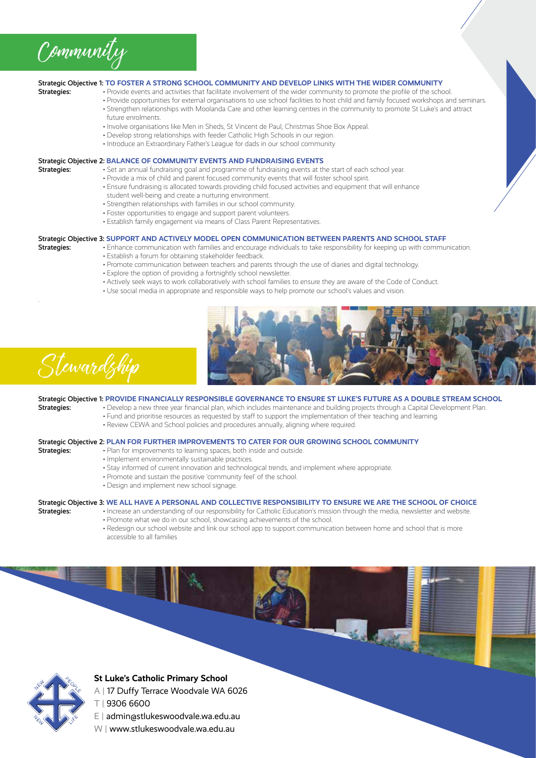# Community

**Strategic Objective 1: TO FOSTER A STRONG SCHOOL COMMUNITY AND DEVELOP LINKS WITH THE WIDER COMMUNITY**

**Strategies:**

- Provide events and activities that facilitate involvement of the wider community to promote the profile of the school.
- Provide opportunities for external organisations to use school facilities to host child and family focused workshops and seminars.
- Strengthen relationships with Moolanda Care and other learning centres in the community to promote St Luke's and attract future enrolments.
- Involve organisations like Men in Sheds, St Vincent de Paul, Christmas Shoe Box Appeal.
- Develop strong relationships with feeder Catholic High Schools in our region.
- Introduce an Extraordinary Father's League for dads in our school community

**Strategic Objective 2: BALANCE OF COMMUNITY EVENTS AND FUNDRAISING EVENTS**

**Strategies:**

- Set an annual fundraising goal and programme of fundraising events at the start of each school year.
- Provide a mix of child and parent focused community events that will foster school spirit.
- Ensure fundraising is allocated towards providing child focused activities and equipment that will enhance student well-being and create a nurturing environment.
- Strengthen relationships with families in our school community.
- Foster opportunities to engage and support parent volunteers.
- Establish family engagement via means of Class Parent Representatives.

**Strategic Objective 3: SUPPORT AND ACTIVELY MODEL OPEN COMMUNICATION BETWEEN PARENTS AND SCHOOL STAFF**

**Strategies:**

- Enhance communication with families and encourage individuals to take responsibility for keeping up with communication.
- Establish a forum for obtaining stakeholder feedback.
- Promote communication between teachers and parents through the use of diaries and digital technology.
- Explore the option of providing a fortnightly school newsletter.
- Actively seek ways to work collaboratively with school families to ensure they are aware of the Code of Conduct.
- Use social media in appropriate and responsible ways to help promote our school's values and vision.

# Stewardship

**Strategic Objective 1: PROVIDE FINANCIALLY RESPONSIBLE GOVERNANCE TO ENSURE ST LUKE'S FUTURE AS A DOUBLE STREAM SCHOOL**

**Strategies:**

- Develop a new three year financial plan, which includes maintenance and building projects through a Capital Development Plan.
- Fund and prioritise resources as requested by staff to support the implementation of their teaching and learning.
- Review CEWA and School policies and procedures annually, aligning where required.

**Strategic Objective 2: PLAN FOR FURTHER IMPROVEMENTS TO CATER FOR OUR GROWING SCHOOL COMMUNITY**

**Strategies:**

- Plan for improvements to learning spaces, both inside and outside.
- Implement environmentally sustainable practices.
- Stay informed of current innovation and technological trends, and implement where appropriate.
- Promote and sustain the positive 'community feel' of the school.
- Design and implement new school signage.

**Strategic Objective 3: WE ALL HAVE A PERSONAL AND COLLECTIVE RESPONSIBILITY TO ENSURE WE ARE THE SCHOOL OF CHOICE**

**Strategies:**

- Increase an understanding of our responsibility for Catholic Education's mission through the media, newsletter and website.
- Promote what we do in our school, showcasing achievements of the school.
- Redesign our school website and link our school app to support communication between home and school that is more accessible to all families

NEW PEOPLE NEW LIFE

**St Luke's Catholic Primary School**

A | 17 Duffy Terrace Woodvale WA 6026

T | 9306 6600

E | admin@stlukeswoodvale.wa.edu.au

W | www.stlukeswoodvale.wa.edu.au